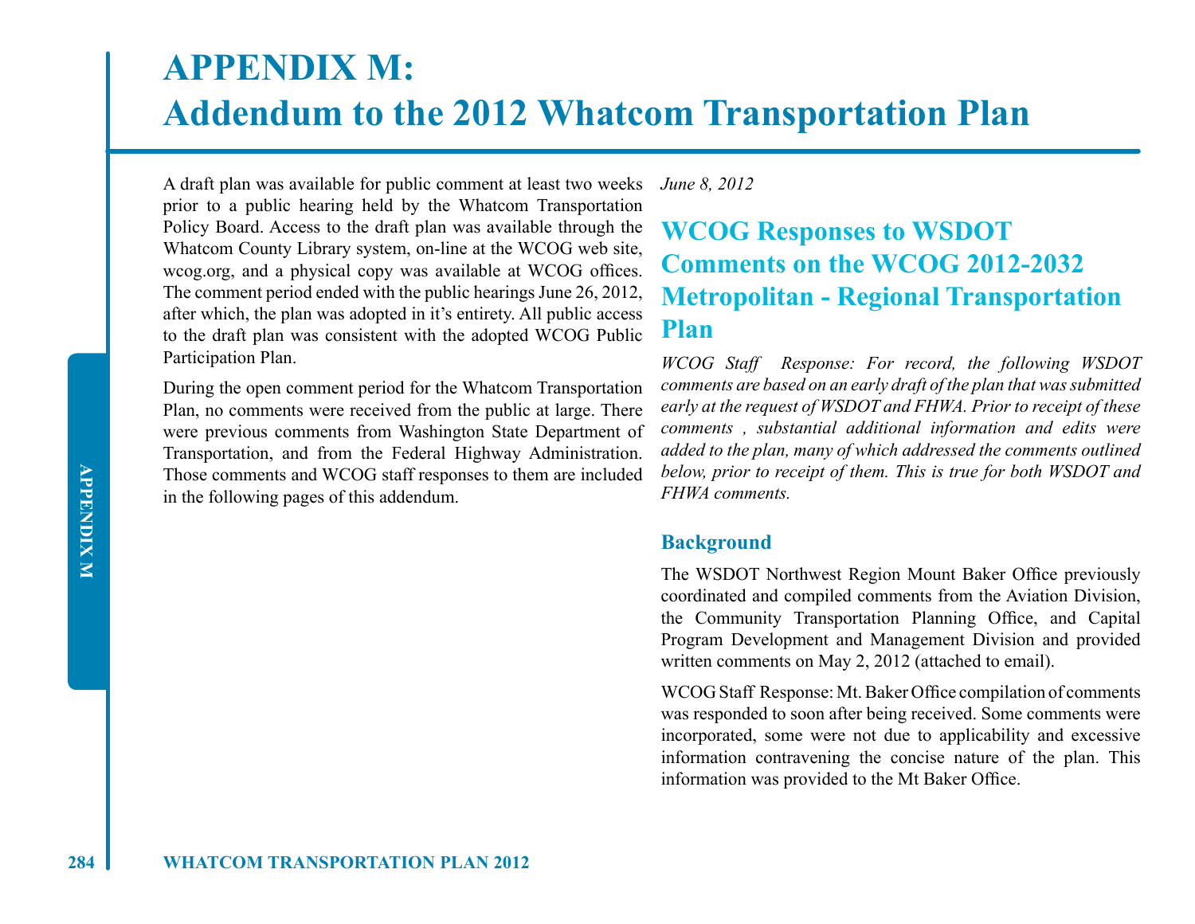# APPENDIX M: Addendum to the 2012 Whatcom Transportation Plan

A draft plan was available for public comment at least two weeks prior to a public hearing held by the Whatcom Transportation Policy Board. Access to the draft plan was available through the Whatcom County Library system, on-line at the WCOG web site, wcog.org, and a physical copy was available at WCOG offices. The comment period ended with the public hearings June 26, 2012, after which, the plan was adopted in it's entirety. All public access to the draft plan was consistent with the adopted WCOG Public Participation Plan.

During the open comment period for the Whatcom Transportation Plan, no comments were received from the public at large. There were previous comments from Washington State Department of Transportation, and from the Federal Highway Administration. Those comments and WCOG staff responses to them are included in the following pages of this addendum.

*June 8, 2012*

## WCOG Responses to WSDOT Comments on the WCOG 2012-2032 Metropolitan - Regional Transportation Plan

*WCOG Staff Response: For record, the following WSDOT comments are based on an early draft of the plan that was submitted early at the request of WSDOT and FHWA. Prior to receipt of these comments , substantial additional information and edits were added to the plan, many of which addressed the comments outlined below, prior to receipt of them. This is true for both WSDOT and FHWA comments.*

### Background

The WSDOT Northwest Region Mount Baker Office previously coordinated and compiled comments from the Aviation Division, the Community Transportation Planning Office, and Capital Program Development and Management Division and provided written comments on May 2, 2012 (attached to email).

WCOG Staff Response: Mt. Baker Office compilation of comments was responded to soon after being received. Some comments were incorporated, some were not due to applicability and excessive information contravening the concise nature of the plan. This information was provided to the Mt Baker Office.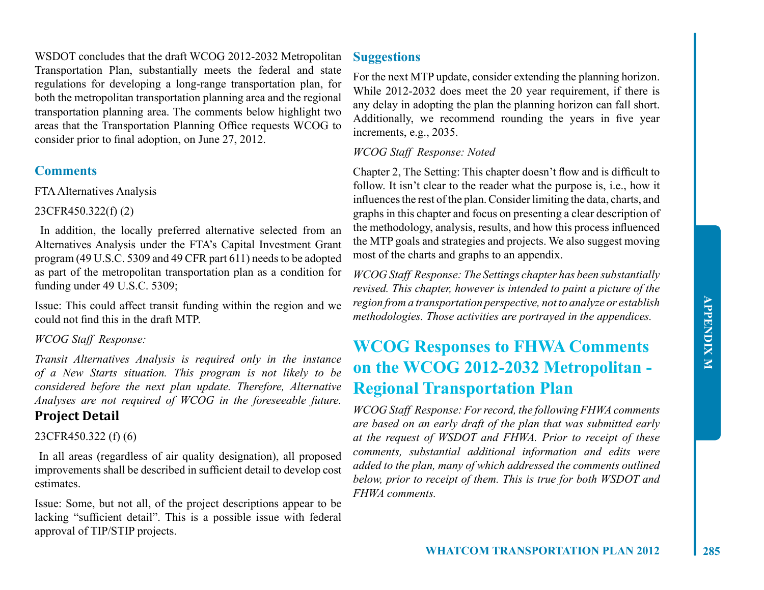WSDOT concludes that the draft WCOG 2012-2032 Metropolitan Transportation Plan, substantially meets the federal and state regulations for developing a long-range transportation plan, for both the metropolitan transportation planning area and the regional transportation planning area. The comments below highlight two areas that the Transportation Planning Office requests WCOG to consider prior to final adoption, on June 27, 2012.

## Comments

FTA Alternatives Analysis

23CFR450.322(f) (2)

In addition, the locally preferred alternative selected from an Alternatives Analysis under the FTA's Capital Investment Grant program (49 U.S.C. 5309 and 49 CFR part 611) needs to be adopted as part of the metropolitan transportation plan as a condition for funding under 49 U.S.C. 5309;

Issue: This could affect transit funding within the region and we could not find this in the draft MTP.

*WCOG Staff Response:*

*Transit Alternatives Analysis is required only in the instance of a New Starts situation. This program is not likely to be considered before the next plan update. Therefore, Alternative Analyses are not required of WCOG in the foreseeable future.*

### Project Detail

23CFR450.322 (f) (6)

In all areas (regardless of air quality designation), all proposed improvements shall be described in sufficient detail to develop cost estimates.

Issue: Some, but not all, of the project descriptions appear to be lacking "sufficient detail". This is a possible issue with federal approval of TIP/STIP projects.

## Suggestions

For the next MTP update, consider extending the planning horizon. While 2012-2032 does meet the 20 year requirement, if there is any delay in adopting the plan the planning horizon can fall short. Additionally, we recommend rounding the years in five year increments, e.g., 2035.

*WCOG Staff Response: Noted*

Chapter 2, The Setting: This chapter doesn't flow and is difficult to follow. It isn't clear to the reader what the purpose is, i.e., how it influences the rest of the plan. Consider limiting the data, charts, and graphs in this chapter and focus on presenting a clear description of the methodology, analysis, results, and how this process influenced the MTP goals and strategies and projects. We also suggest moving most of the charts and graphs to an appendix.

*WCOG Staff Response: The Settings chapter has been substantially revised. This chapter, however is intended to paint a picture of the region from a transportation perspective, not to analyze or establish methodologies. Those activities are portrayed in the appendices.*

# WCOG Responses to FHWA Comments on the WCOG 2012-2032 Metropolitan - Regional Transportation Plan

*WCOG Staff Response: For record, the following FHWA comments are based on an early draft of the plan that was submitted early at the request of WSDOT and FHWA. Prior to receipt of these comments, substantial additional information and edits were added to the plan, many of which addressed the comments outlined below, prior to receipt of them. This is true for both WSDOT and FHWA comments.*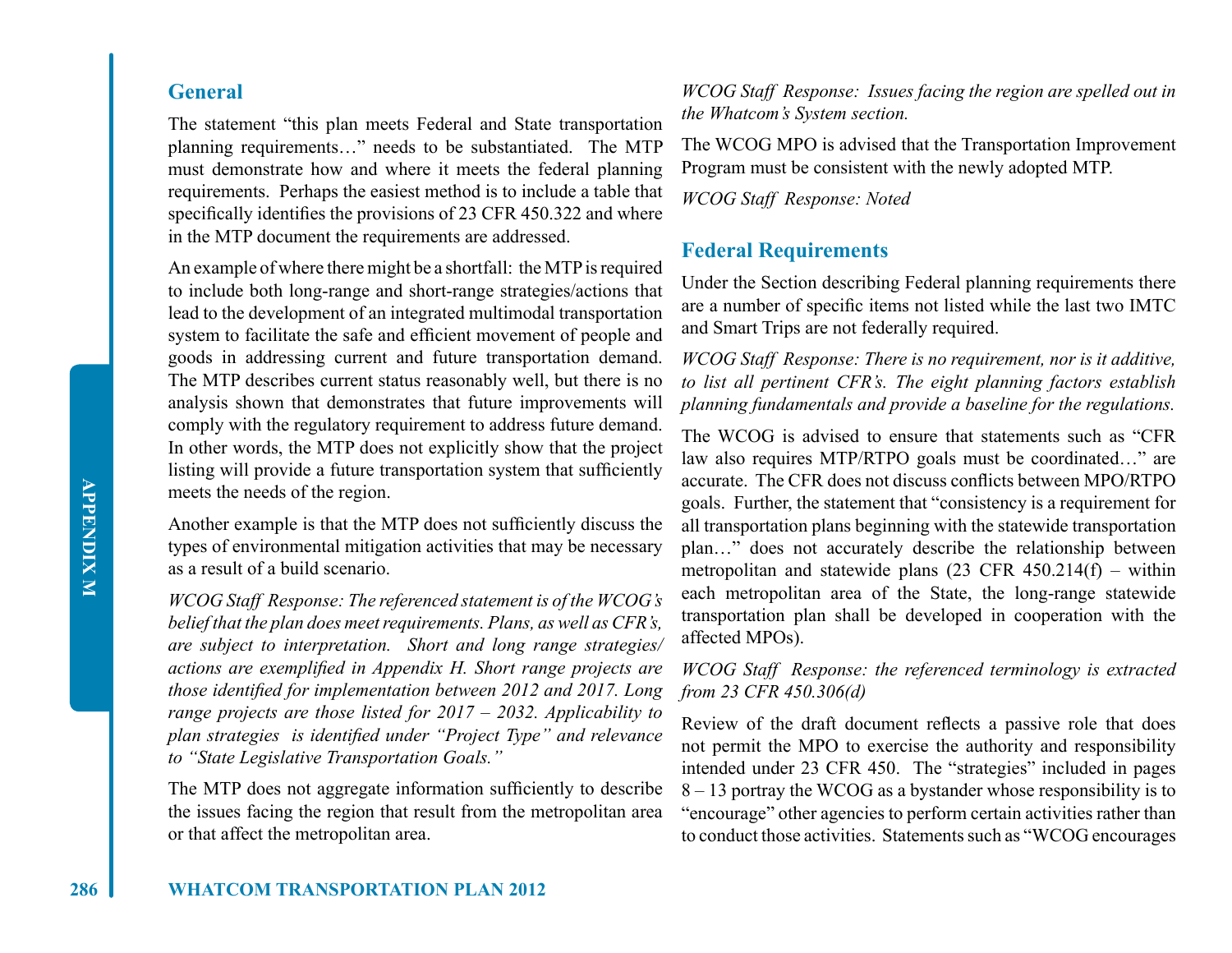## General

The statement "this plan meets Federal and State transportation planning requirements…" needs to be substantiated. The MTP must demonstrate how and where it meets the federal planning requirements. Perhaps the easiest method is to include a table that specifically identifies the provisions of 23 CFR 450.322 and where in the MTP document the requirements are addressed.

An example of where there might be a shortfall: the MTP is required to include both long-range and short-range strategies/actions that lead to the development of an integrated multimodal transportation system to facilitate the safe and efficient movement of people and goods in addressing current and future transportation demand. The MTP describes current status reasonably well, but there is no analysis shown that demonstrates that future improvements will comply with the regulatory requirement to address future demand. In other words, the MTP does not explicitly show that the project listing will provide a future transportation system that sufficiently meets the needs of the region.

Another example is that the MTP does not sufficiently discuss the types of environmental mitigation activities that may be necessary as a result of a build scenario.

*WCOG Staff Response: The referenced statement is of the WCOG's belief that the plan does meet requirements. Plans, as well as CFR's, are subject to interpretation. Short and long range strategies/actions are exemplified in Appendix H. Short range projects are those identified for implementation between 2012 and 2017. Long range projects are those listed for 2017 – 2032. Applicability to plan strategies is identified under "Project Type" and relevance to "State Legislative Transportation Goals."*

The MTP does not aggregate information sufficiently to describe the issues facing the region that result from the metropolitan area or that affect the metropolitan area.

*WCOG Staff Response: Issues facing the region are spelled out in the Whatcom's System section.*

The WCOG MPO is advised that the Transportation Improvement Program must be consistent with the newly adopted MTP.

*WCOG Staff Response: Noted*

## Federal Requirements

Under the Section describing Federal planning requirements there are a number of specific items not listed while the last two IMTC and Smart Trips are not federally required.

*WCOG Staff Response: There is no requirement, nor is it additive, to list all pertinent CFR's. The eight planning factors establish planning fundamentals and provide a baseline for the regulations.*

The WCOG is advised to ensure that statements such as "CFR law also requires MTP/RTPO goals must be coordinated…" are accurate. The CFR does not discuss conflicts between MPO/RTPO goals. Further, the statement that "consistency is a requirement for all transportation plans beginning with the statewide transportation plan…" does not accurately describe the relationship between metropolitan and statewide plans (23 CFR 450.214(f) – within each metropolitan area of the State, the long-range statewide transportation plan shall be developed in cooperation with the affected MPOs).

*WCOG Staff Response: the referenced terminology is extracted from 23 CFR 450.306(d)*

Review of the draft document reflects a passive role that does not permit the MPO to exercise the authority and responsibility intended under 23 CFR 450. The "strategies" included in pages 8 – 13 portray the WCOG as a bystander whose responsibility is to "encourage" other agencies to perform certain activities rather than to conduct those activities. Statements such as "WCOG encourages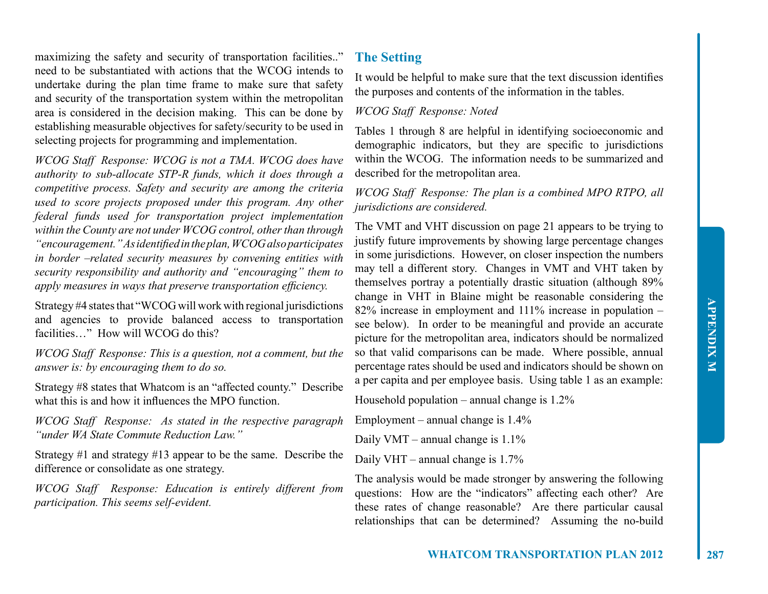maximizing the safety and security of transportation facilities.." need to be substantiated with actions that the WCOG intends to undertake during the plan time frame to make sure that safety and security of the transportation system within the metropolitan area is considered in the decision making. This can be done by establishing measurable objectives for safety/security to be used in selecting projects for programming and implementation.

*WCOG Staff Response: WCOG is not a TMA. WCOG does have authority to sub-allocate STP-R funds, which it does through a competitive process. Safety and security are among the criteria used to score projects proposed under this program. Any other federal funds used for transportation project implementation within the County are not under WCOG control, other than through "encouragement." As identified in the plan, WCOG also participates in border –related security measures by convening entities with security responsibility and authority and "encouraging" them to apply measures in ways that preserve transportation efficiency.*

Strategy #4 states that "WCOG will work with regional jurisdictions and agencies to provide balanced access to transportation facilities…" How will WCOG do this?

*WCOG Staff Response: This is a question, not a comment, but the answer is: by encouraging them to do so.*

Strategy #8 states that Whatcom is an "affected county." Describe what this is and how it influences the MPO function.

*WCOG Staff Response: As stated in the respective paragraph "under WA State Commute Reduction Law."*

Strategy #1 and strategy #13 appear to be the same. Describe the difference or consolidate as one strategy.

*WCOG Staff Response: Education is entirely different from participation. This seems self-evident.*

## The Setting

It would be helpful to make sure that the text discussion identifies the purposes and contents of the information in the tables.

*WCOG Staff Response: Noted*

Tables 1 through 8 are helpful in identifying socioeconomic and demographic indicators, but they are specific to jurisdictions within the WCOG. The information needs to be summarized and described for the metropolitan area.

*WCOG Staff Response: The plan is a combined MPO RTPO, all jurisdictions are considered.*

The VMT and VHT discussion on page 21 appears to be trying to justify future improvements by showing large percentage changes in some jurisdictions. However, on closer inspection the numbers may tell a different story. Changes in VMT and VHT taken by themselves portray a potentially drastic situation (although 89% change in VHT in Blaine might be reasonable considering the 82% increase in employment and 111% increase in population – see below). In order to be meaningful and provide an accurate picture for the metropolitan area, indicators should be normalized so that valid comparisons can be made. Where possible, annual percentage rates should be used and indicators should be shown on a per capita and per employee basis. Using table 1 as an example:

Household population – annual change is 1.2%

Employment – annual change is 1.4%

Daily VMT – annual change is 1.1%

Daily VHT – annual change is 1.7%

The analysis would be made stronger by answering the following questions: How are the "indicators" affecting each other? Are these rates of change reasonable? Are there particular causal relationships that can be determined? Assuming the no-build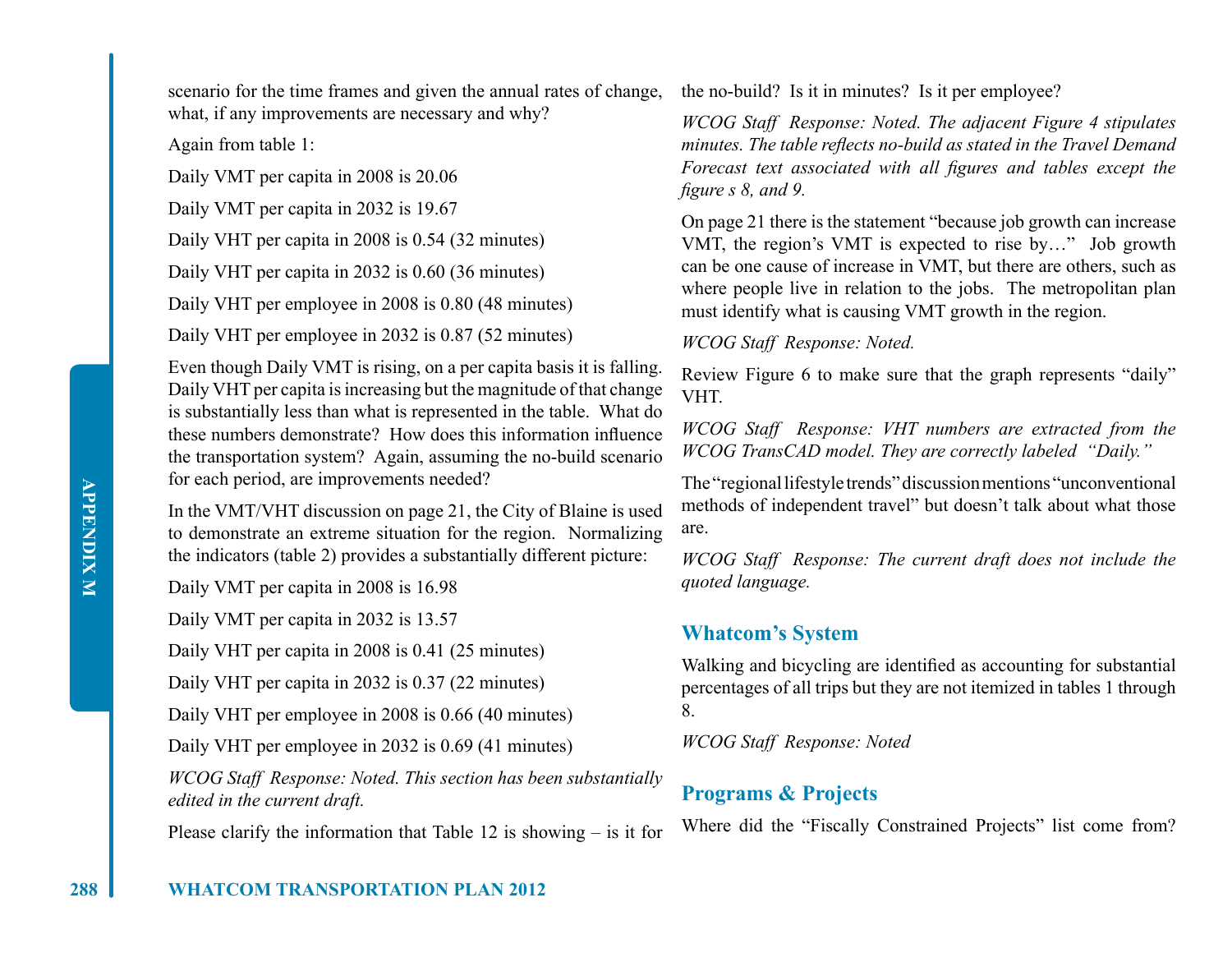scenario for the time frames and given the annual rates of change, what, if any improvements are necessary and why?

Again from table 1:

Daily VMT per capita in 2008 is 20.06

Daily VMT per capita in 2032 is 19.67

Daily VHT per capita in 2008 is 0.54 (32 minutes)

Daily VHT per capita in 2032 is 0.60 (36 minutes)

Daily VHT per employee in 2008 is 0.80 (48 minutes)

Daily VHT per employee in 2032 is 0.87 (52 minutes)

Even though Daily VMT is rising, on a per capita basis it is falling. Daily VHT per capita is increasing but the magnitude of that change is substantially less than what is represented in the table. What do these numbers demonstrate? How does this information influence the transportation system? Again, assuming the no-build scenario for each period, are improvements needed?

In the VMT/VHT discussion on page 21, the City of Blaine is used to demonstrate an extreme situation for the region. Normalizing the indicators (table 2) provides a substantially different picture:

Daily VMT per capita in 2008 is 16.98

Daily VMT per capita in 2032 is 13.57

Daily VHT per capita in 2008 is 0.41 (25 minutes)

Daily VHT per capita in 2032 is 0.37 (22 minutes)

Daily VHT per employee in 2008 is 0.66 (40 minutes)

Daily VHT per employee in 2032 is 0.69 (41 minutes)

*WCOG Staff Response: Noted. This section has been substantially edited in the current draft.*

Please clarify the information that Table 12 is showing – is it for the no-build? Is it in minutes? Is it per employee?

*WCOG Staff Response: Noted. The adjacent Figure 4 stipulates minutes. The table reflects no-build as stated in the Travel Demand Forecast text associated with all figures and tables except the figure s 8, and 9.*

On page 21 there is the statement "because job growth can increase VMT, the region's VMT is expected to rise by…" Job growth can be one cause of increase in VMT, but there are others, such as where people live in relation to the jobs. The metropolitan plan must identify what is causing VMT growth in the region.

*WCOG Staff Response: Noted.*

Review Figure 6 to make sure that the graph represents "daily" VHT.

*WCOG Staff Response: VHT numbers are extracted from the WCOG TransCAD model. They are correctly labeled "Daily."*

The "regional lifestyle trends" discussion mentions "unconventional methods of independent travel" but doesn't talk about what those are.

*WCOG Staff Response: The current draft does not include the quoted language.*

## Whatcom's System

Walking and bicycling are identified as accounting for substantial percentages of all trips but they are not itemized in tables 1 through 8.

*WCOG Staff Response: Noted*

## Programs & Projects

Where did the "Fiscally Constrained Projects" list come from?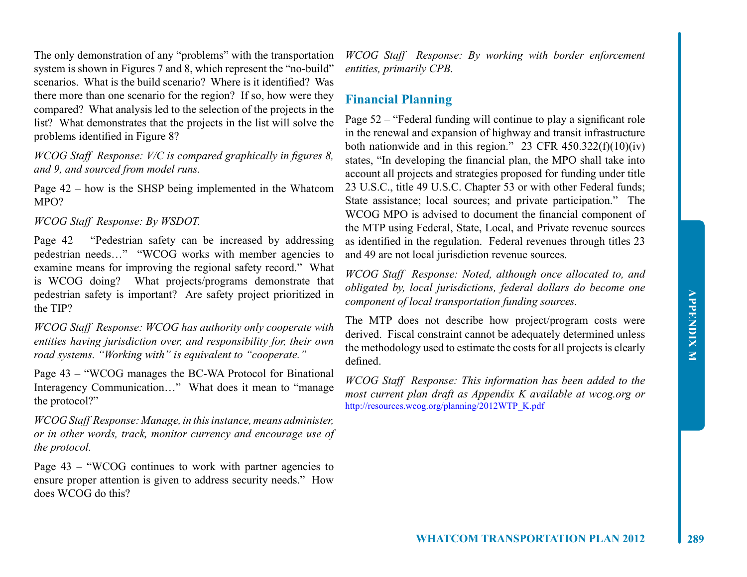The only demonstration of any "problems" with the transportation system is shown in Figures 7 and 8, which represent the "no-build" scenarios. What is the build scenario? Where is it identified? Was there more than one scenario for the region? If so, how were they compared? What analysis led to the selection of the projects in the list? What demonstrates that the projects in the list will solve the problems identified in Figure 8?

*WCOG Staff Response: V/C is compared graphically in figures 8, and 9, and sourced from model runs.*

Page 42 – how is the SHSP being implemented in the Whatcom MPO?

*WCOG Staff Response: By WSDOT.*

Page 42 – "Pedestrian safety can be increased by addressing pedestrian needs…" "WCOG works with member agencies to examine means for improving the regional safety record." What is WCOG doing? What projects/programs demonstrate that pedestrian safety is important? Are safety project prioritized in the TIP?

*WCOG Staff Response: WCOG has authority only cooperate with entities having jurisdiction over, and responsibility for, their own road systems. "Working with" is equivalent to "cooperate."*

Page 43 – "WCOG manages the BC-WA Protocol for Binational Interagency Communication…" What does it mean to "manage the protocol?"

*WCOG Staff Response: Manage, in this instance, means administer, or in other words, track, monitor currency and encourage use of the protocol.*

Page 43 – "WCOG continues to work with partner agencies to ensure proper attention is given to address security needs." How does WCOG do this?

*WCOG Staff Response: By working with border enforcement entities, primarily CPB.*

## Financial Planning

Page 52 – "Federal funding will continue to play a significant role in the renewal and expansion of highway and transit infrastructure both nationwide and in this region." 23 CFR 450.322(f)(10)(iv) states, "In developing the financial plan, the MPO shall take into account all projects and strategies proposed for funding under title 23 U.S.C., title 49 U.S.C. Chapter 53 or with other Federal funds; State assistance; local sources; and private participation." The WCOG MPO is advised to document the financial component of the MTP using Federal, State, Local, and Private revenue sources as identified in the regulation. Federal revenues through titles 23 and 49 are not local jurisdiction revenue sources.

*WCOG Staff Response: Noted, although once allocated to, and obligated by, local jurisdictions, federal dollars do become one component of local transportation funding sources.*

The MTP does not describe how project/program costs were derived. Fiscal constraint cannot be adequately determined unless the methodology used to estimate the costs for all projects is clearly defined.

*WCOG Staff Response: This information has been added to the most current plan draft as Appendix K available at wcog.org or* http://resources.wcog.org/planning/2012WTP_K.pdf